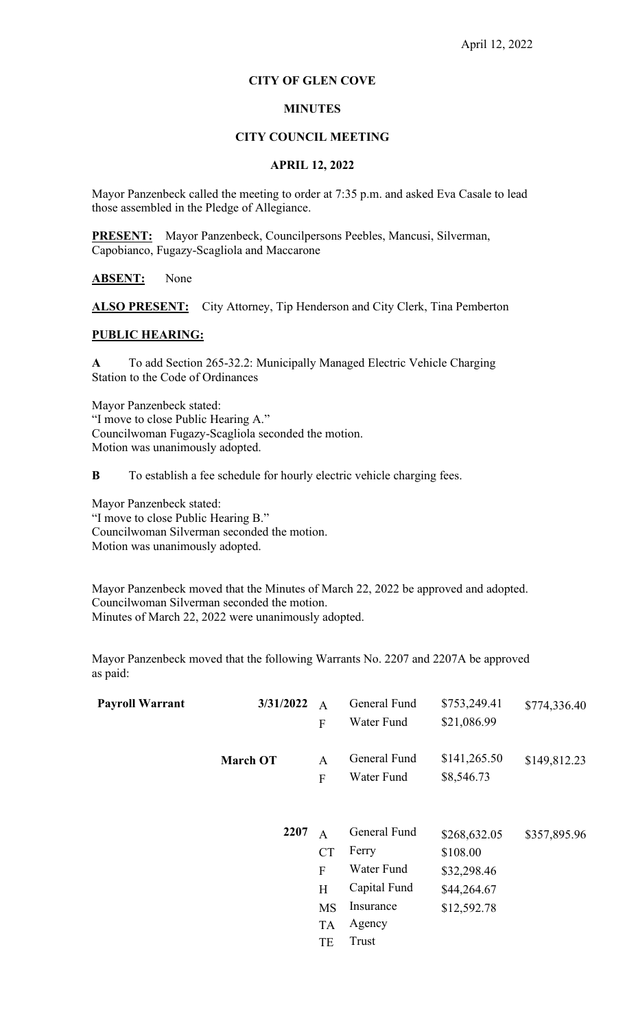April 12, 2022

**CITY OF GLEN COVE**

**MINUTES**

**CITY COUNCIL MEETING**

**APRIL 12, 2022**

Mayor Panzenbeck called the meeting to order at 7:35 p.m. and asked Eva Casale to lead those assembled in the Pledge of Allegiance.

**PRESENT:** Mayor Panzenbeck, Councilpersons Peebles, Mancusi, Silverman, Capobianco, Fugazy-Scagliola and Maccarone

**ABSENT:** None

**ALSO PRESENT:** City Attorney, Tip Henderson and City Clerk, Tina Pemberton

**PUBLIC HEARING:**

**A** To add Section 265-32.2: Municipally Managed Electric Vehicle Charging Station to the Code of Ordinances

Mayor Panzenbeck stated:
"I move to close Public Hearing A."
Councilwoman Fugazy-Scagliola seconded the motion.
Motion was unanimously adopted.

**B** To establish a fee schedule for hourly electric vehicle charging fees.

Mayor Panzenbeck stated:
"I move to close Public Hearing B."
Councilwoman Silverman seconded the motion.
Motion was unanimously adopted.

Mayor Panzenbeck moved that the Minutes of March 22, 2022 be approved and adopted.
Councilwoman Silverman seconded the motion.
Minutes of March 22, 2022 were unanimously adopted.

Mayor Panzenbeck moved that the following Warrants No. 2207 and 2207A be approved as paid:

| | | | | | |
|---|---|---|---|---|---|
| **Payroll Warrant** | **3/31/2022** | A | General Fund | $753,249.41 | $774,336.40 |
| | | F | Water Fund | $21,086.99 | |
| | **March OT** | A | General Fund | $141,265.50 | $149,812.23 |
| | | F | Water Fund | $8,546.73 | |
| | **2207** | A | General Fund | $268,632.05 | $357,895.96 |
| | | CT | Ferry | $108.00 | |
| | | F | Water Fund | $32,298.46 | |
| | | H | Capital Fund | $44,264.67 | |
| | | MS | Insurance | $12,592.78 | |
| | | TA | Agency | | |
| | | TE | Trust | | |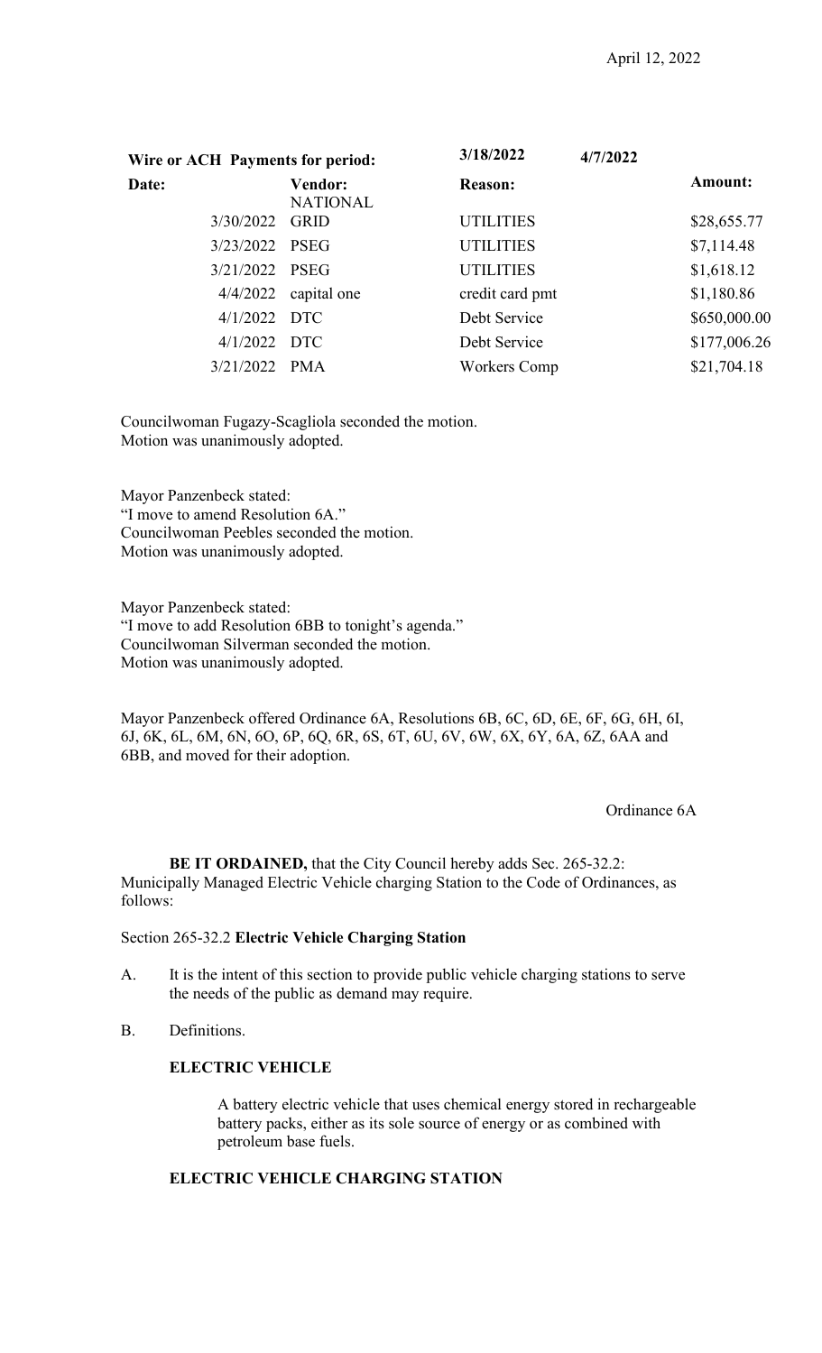April 12, 2022

| Wire or ACH Payments for period: | | 3/18/2022 | 4/7/2022 |
|---|---|---|---|
| **Date:** | **Vendor:** | **Reason:** | **Amount:** |
| 3/30/2022 | NATIONAL GRID | UTILITIES | $28,655.77 |
| 3/23/2022 | PSEG | UTILITIES | $7,114.48 |
| 3/21/2022 | PSEG | UTILITIES | $1,618.12 |
| 4/4/2022 | capital one | credit card pmt | $1,180.86 |
| 4/1/2022 | DTC | Debt Service | $650,000.00 |
| 4/1/2022 | DTC | Debt Service | $177,006.26 |
| 3/21/2022 | PMA | Workers Comp | $21,704.18 |

Councilwoman Fugazy-Scagliola seconded the motion.
Motion was unanimously adopted.

Mayor Panzenbeck stated:
"I move to amend Resolution 6A."
Councilwoman Peebles seconded the motion.
Motion was unanimously adopted.

Mayor Panzenbeck stated:
"I move to add Resolution 6BB to tonight's agenda."
Councilwoman Silverman seconded the motion.
Motion was unanimously adopted.

Mayor Panzenbeck offered Ordinance 6A, Resolutions 6B, 6C, 6D, 6E, 6F, 6G, 6H, 6I, 6J, 6K, 6L, 6M, 6N, 6O, 6P, 6Q, 6R, 6S, 6T, 6U, 6V, 6W, 6X, 6Y, 6A, 6Z, 6AA and 6BB, and moved for their adoption.

Ordinance 6A

**BE IT ORDAINED,** that the City Council hereby adds Sec. 265-32.2: Municipally Managed Electric Vehicle charging Station to the Code of Ordinances, as follows:

Section 265-32.2 **Electric Vehicle Charging Station**

A. It is the intent of this section to provide public vehicle charging stations to serve the needs of the public as demand may require.

B. Definitions.

**ELECTRIC VEHICLE**

A battery electric vehicle that uses chemical energy stored in rechargeable battery packs, either as its sole source of energy or as combined with petroleum base fuels.

**ELECTRIC VEHICLE CHARGING STATION**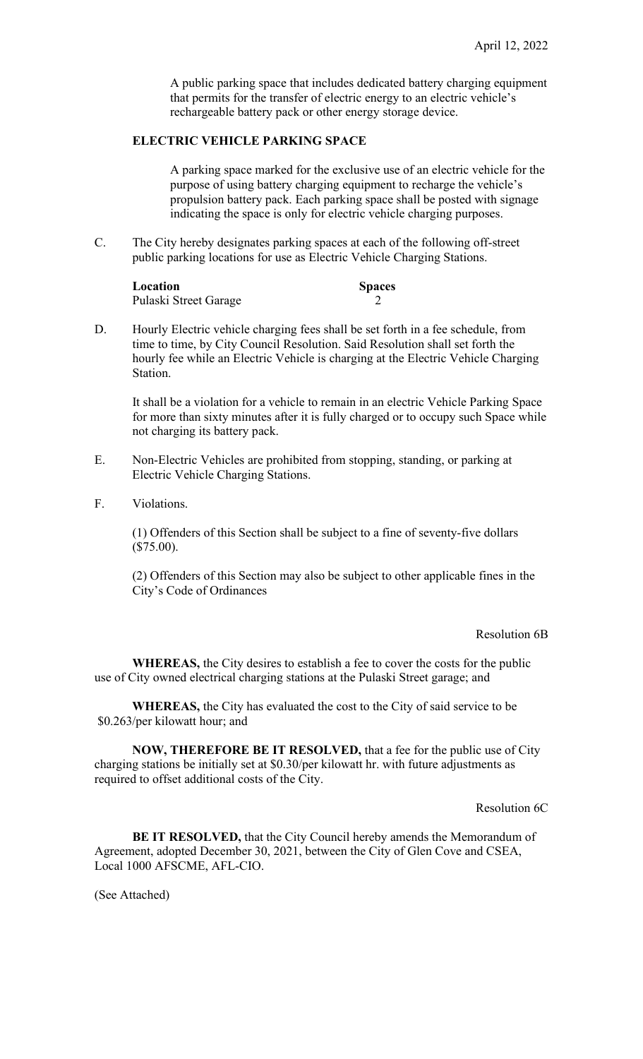A public parking space that includes dedicated battery charging equipment that permits for the transfer of electric energy to an electric vehicle's rechargeable battery pack or other energy storage device.

**ELECTRIC VEHICLE PARKING SPACE**

A parking space marked for the exclusive use of an electric vehicle for the purpose of using battery charging equipment to recharge the vehicle's propulsion battery pack. Each parking space shall be posted with signage indicating the space is only for electric vehicle charging purposes.

C. The City hereby designates parking spaces at each of the following off-street public parking locations for use as Electric Vehicle Charging Stations.

| **Location** | **Spaces** |
|---|---|
| Pulaski Street Garage | 2 |

D. Hourly Electric vehicle charging fees shall be set forth in a fee schedule, from time to time, by City Council Resolution. Said Resolution shall set forth the hourly fee while an Electric Vehicle is charging at the Electric Vehicle Charging Station.

It shall be a violation for a vehicle to remain in an electric Vehicle Parking Space for more than sixty minutes after it is fully charged or to occupy such Space while not charging its battery pack.

E. Non-Electric Vehicles are prohibited from stopping, standing, or parking at Electric Vehicle Charging Stations.

F. Violations.

(1) Offenders of this Section shall be subject to a fine of seventy-five dollars ($75.00).

(2) Offenders of this Section may also be subject to other applicable fines in the City's Code of Ordinances

Resolution 6B

**WHEREAS,** the City desires to establish a fee to cover the costs for the public use of City owned electrical charging stations at the Pulaski Street garage; and

**WHEREAS,** the City has evaluated the cost to the City of said service to be $0.263/per kilowatt hour; and

**NOW, THEREFORE BE IT RESOLVED,** that a fee for the public use of City charging stations be initially set at $0.30/per kilowatt hr. with future adjustments as required to offset additional costs of the City.

Resolution 6C

**BE IT RESOLVED,** that the City Council hereby amends the Memorandum of Agreement, adopted December 30, 2021, between the City of Glen Cove and CSEA, Local 1000 AFSCME, AFL-CIO.

(See Attached)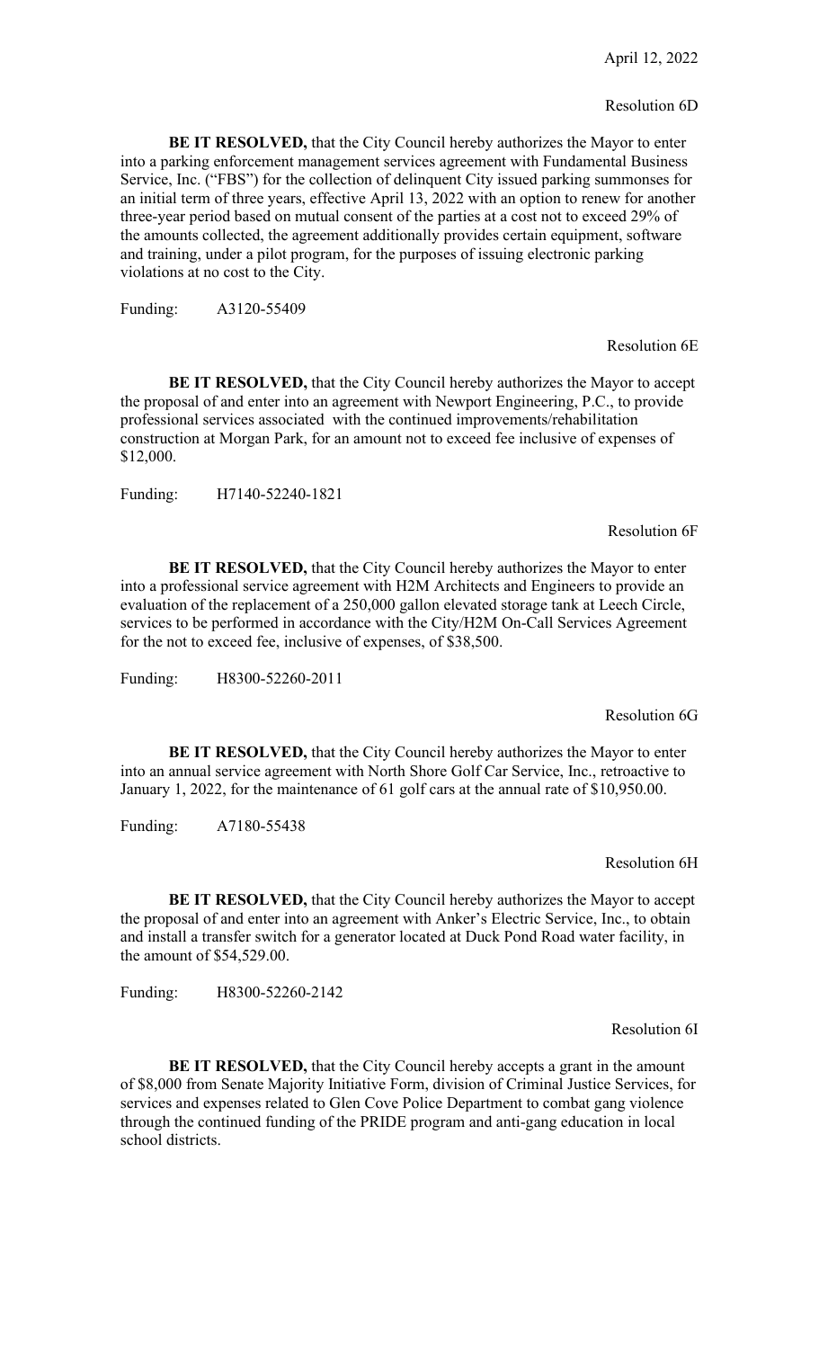April 12, 2022

Resolution 6D

**BE IT RESOLVED,** that the City Council hereby authorizes the Mayor to enter into a parking enforcement management services agreement with Fundamental Business Service, Inc. ("FBS") for the collection of delinquent City issued parking summonses for an initial term of three years, effective April 13, 2022 with an option to renew for another three-year period based on mutual consent of the parties at a cost not to exceed 29% of the amounts collected, the agreement additionally provides certain equipment, software and training, under a pilot program, for the purposes of issuing electronic parking violations at no cost to the City.

Funding: A3120-55409

Resolution 6E

**BE IT RESOLVED,** that the City Council hereby authorizes the Mayor to accept the proposal of and enter into an agreement with Newport Engineering, P.C., to provide professional services associated with the continued improvements/rehabilitation construction at Morgan Park, for an amount not to exceed fee inclusive of expenses of $12,000.

Funding: H7140-52240-1821

Resolution 6F

**BE IT RESOLVED,** that the City Council hereby authorizes the Mayor to enter into a professional service agreement with H2M Architects and Engineers to provide an evaluation of the replacement of a 250,000 gallon elevated storage tank at Leech Circle, services to be performed in accordance with the City/H2M On-Call Services Agreement for the not to exceed fee, inclusive of expenses, of $38,500.

Funding: H8300-52260-2011

Resolution 6G

**BE IT RESOLVED,** that the City Council hereby authorizes the Mayor to enter into an annual service agreement with North Shore Golf Car Service, Inc., retroactive to January 1, 2022, for the maintenance of 61 golf cars at the annual rate of $10,950.00.

Funding: A7180-55438

Resolution 6H

**BE IT RESOLVED,** that the City Council hereby authorizes the Mayor to accept the proposal of and enter into an agreement with Anker's Electric Service, Inc., to obtain and install a transfer switch for a generator located at Duck Pond Road water facility, in the amount of $54,529.00.

Funding: H8300-52260-2142

Resolution 6I

**BE IT RESOLVED,** that the City Council hereby accepts a grant in the amount of $8,000 from Senate Majority Initiative Form, division of Criminal Justice Services, for services and expenses related to Glen Cove Police Department to combat gang violence through the continued funding of the PRIDE program and anti-gang education in local school districts.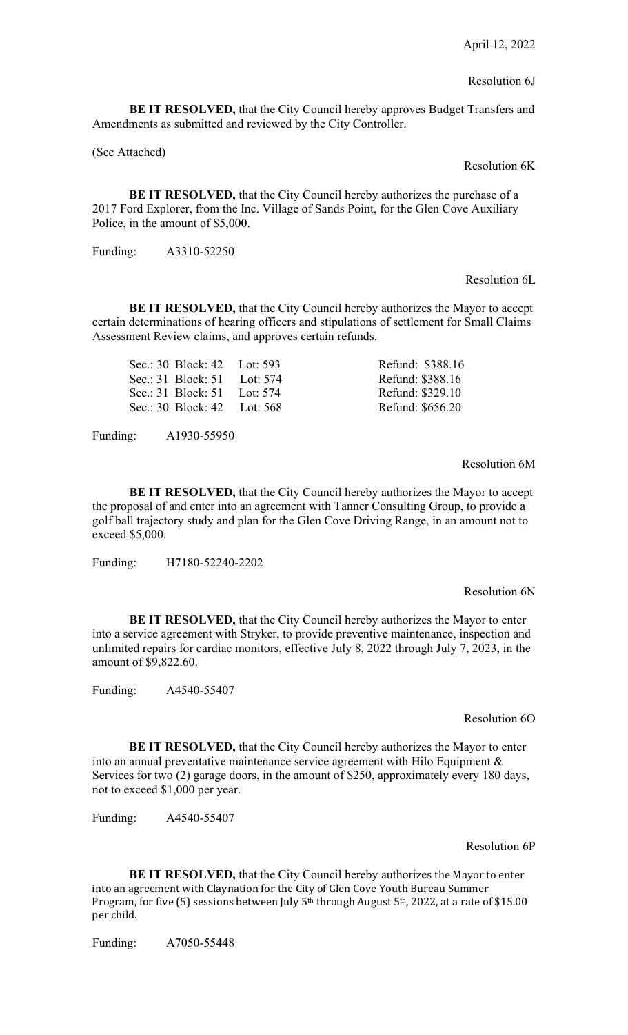April 12, 2022

Resolution 6J

**BE IT RESOLVED,** that the City Council hereby approves Budget Transfers and Amendments as submitted and reviewed by the City Controller.

(See Attached)

Resolution 6K

**BE IT RESOLVED,** that the City Council hereby authorizes the purchase of a 2017 Ford Explorer, from the Inc. Village of Sands Point, for the Glen Cove Auxiliary Police, in the amount of $5,000.

Funding: A3310-52250

Resolution 6L

**BE IT RESOLVED,** that the City Council hereby authorizes the Mayor to accept certain determinations of hearing officers and stipulations of settlement for Small Claims Assessment Review claims, and approves certain refunds.

| | |
|---|---|
| Sec.: 30 Block: 42 Lot: 593 | Refund: $388.16 |
| Sec.: 31 Block: 51 Lot: 574 | Refund: $388.16 |
| Sec.: 31 Block: 51 Lot: 574 | Refund: $329.10 |
| Sec.: 30 Block: 42 Lot: 568 | Refund: $656.20 |

Funding: A1930-55950

Resolution 6M

**BE IT RESOLVED,** that the City Council hereby authorizes the Mayor to accept the proposal of and enter into an agreement with Tanner Consulting Group, to provide a golf ball trajectory study and plan for the Glen Cove Driving Range, in an amount not to exceed $5,000.

Funding: H7180-52240-2202

Resolution 6N

**BE IT RESOLVED,** that the City Council hereby authorizes the Mayor to enter into a service agreement with Stryker, to provide preventive maintenance, inspection and unlimited repairs for cardiac monitors, effective July 8, 2022 through July 7, 2023, in the amount of $9,822.60.

Funding: A4540-55407

Resolution 6O

**BE IT RESOLVED,** that the City Council hereby authorizes the Mayor to enter into an annual preventative maintenance service agreement with Hilo Equipment & Services for two (2) garage doors, in the amount of $250, approximately every 180 days, not to exceed $1,000 per year.

Funding: A4540-55407

Resolution 6P

**BE IT RESOLVED,** that the City Council hereby authorizes the Mayor to enter into an agreement with Claynation for the City of Glen Cove Youth Bureau Summer Program, for five (5) sessions between July 5th through August 5th, 2022, at a rate of $15.00 per child.

Funding: A7050-55448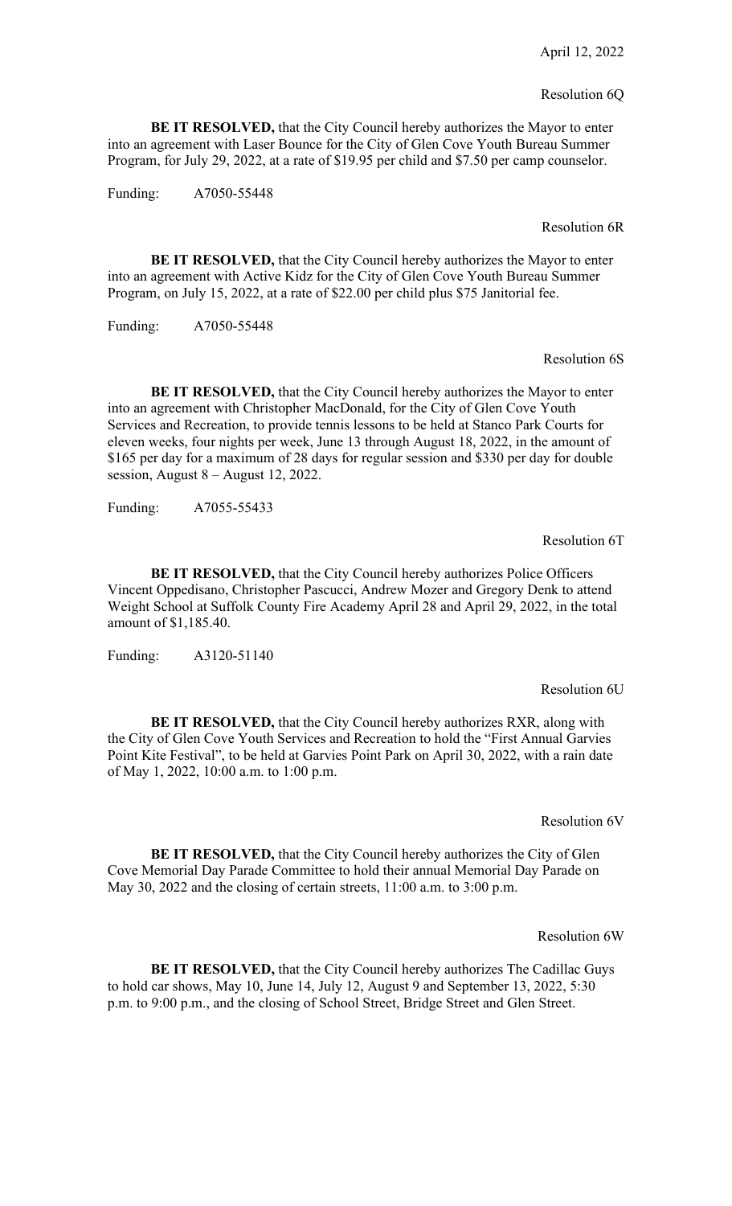April 12, 2022

Resolution 6Q

**BE IT RESOLVED,** that the City Council hereby authorizes the Mayor to enter into an agreement with Laser Bounce for the City of Glen Cove Youth Bureau Summer Program, for July 29, 2022, at a rate of $19.95 per child and $7.50 per camp counselor.

Funding: A7050-55448

Resolution 6R

**BE IT RESOLVED,** that the City Council hereby authorizes the Mayor to enter into an agreement with Active Kidz for the City of Glen Cove Youth Bureau Summer Program, on July 15, 2022, at a rate of $22.00 per child plus $75 Janitorial fee.

Funding: A7050-55448

Resolution 6S

**BE IT RESOLVED,** that the City Council hereby authorizes the Mayor to enter into an agreement with Christopher MacDonald, for the City of Glen Cove Youth Services and Recreation, to provide tennis lessons to be held at Stanco Park Courts for eleven weeks, four nights per week, June 13 through August 18, 2022, in the amount of $165 per day for a maximum of 28 days for regular session and $330 per day for double session, August 8 – August 12, 2022.

Funding: A7055-55433

Resolution 6T

**BE IT RESOLVED,** that the City Council hereby authorizes Police Officers Vincent Oppedisano, Christopher Pascucci, Andrew Mozer and Gregory Denk to attend Weight School at Suffolk County Fire Academy April 28 and April 29, 2022, in the total amount of $1,185.40.

Funding: A3120-51140

Resolution 6U

**BE IT RESOLVED,** that the City Council hereby authorizes RXR, along with the City of Glen Cove Youth Services and Recreation to hold the "First Annual Garvies Point Kite Festival", to be held at Garvies Point Park on April 30, 2022, with a rain date of May 1, 2022, 10:00 a.m. to 1:00 p.m.

Resolution 6V

**BE IT RESOLVED,** that the City Council hereby authorizes the City of Glen Cove Memorial Day Parade Committee to hold their annual Memorial Day Parade on May 30, 2022 and the closing of certain streets, 11:00 a.m. to 3:00 p.m.

Resolution 6W

**BE IT RESOLVED,** that the City Council hereby authorizes The Cadillac Guys to hold car shows, May 10, June 14, July 12, August 9 and September 13, 2022, 5:30 p.m. to 9:00 p.m., and the closing of School Street, Bridge Street and Glen Street.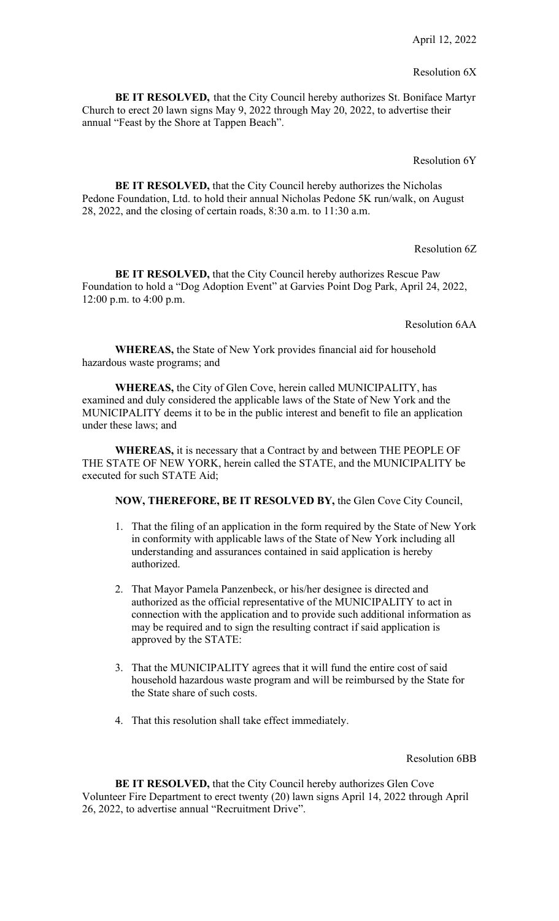April 12, 2022

Resolution 6X

**BE IT RESOLVED,** that the City Council hereby authorizes St. Boniface Martyr Church to erect 20 lawn signs May 9, 2022 through May 20, 2022, to advertise their annual "Feast by the Shore at Tappen Beach".

Resolution 6Y

**BE IT RESOLVED,** that the City Council hereby authorizes the Nicholas Pedone Foundation, Ltd. to hold their annual Nicholas Pedone 5K run/walk, on August 28, 2022, and the closing of certain roads, 8:30 a.m. to 11:30 a.m.

Resolution 6Z

**BE IT RESOLVED,** that the City Council hereby authorizes Rescue Paw Foundation to hold a "Dog Adoption Event" at Garvies Point Dog Park, April 24, 2022, 12:00 p.m. to 4:00 p.m.

Resolution 6AA

**WHEREAS,** the State of New York provides financial aid for household hazardous waste programs; and

**WHEREAS,** the City of Glen Cove, herein called MUNICIPALITY, has examined and duly considered the applicable laws of the State of New York and the MUNICIPALITY deems it to be in the public interest and benefit to file an application under these laws; and

**WHEREAS,** it is necessary that a Contract by and between THE PEOPLE OF THE STATE OF NEW YORK, herein called the STATE, and the MUNICIPALITY be executed for such STATE Aid;

**NOW, THEREFORE, BE IT RESOLVED BY,** the Glen Cove City Council,

1. That the filing of an application in the form required by the State of New York in conformity with applicable laws of the State of New York including all understanding and assurances contained in said application is hereby authorized.
2. That Mayor Pamela Panzenbeck, or his/her designee is directed and authorized as the official representative of the MUNICIPALITY to act in connection with the application and to provide such additional information as may be required and to sign the resulting contract if said application is approved by the STATE:
3. That the MUNICIPALITY agrees that it will fund the entire cost of said household hazardous waste program and will be reimbursed by the State for the State share of such costs.
4. That this resolution shall take effect immediately.

Resolution 6BB

**BE IT RESOLVED,** that the City Council hereby authorizes Glen Cove Volunteer Fire Department to erect twenty (20) lawn signs April 14, 2022 through April 26, 2022, to advertise annual "Recruitment Drive".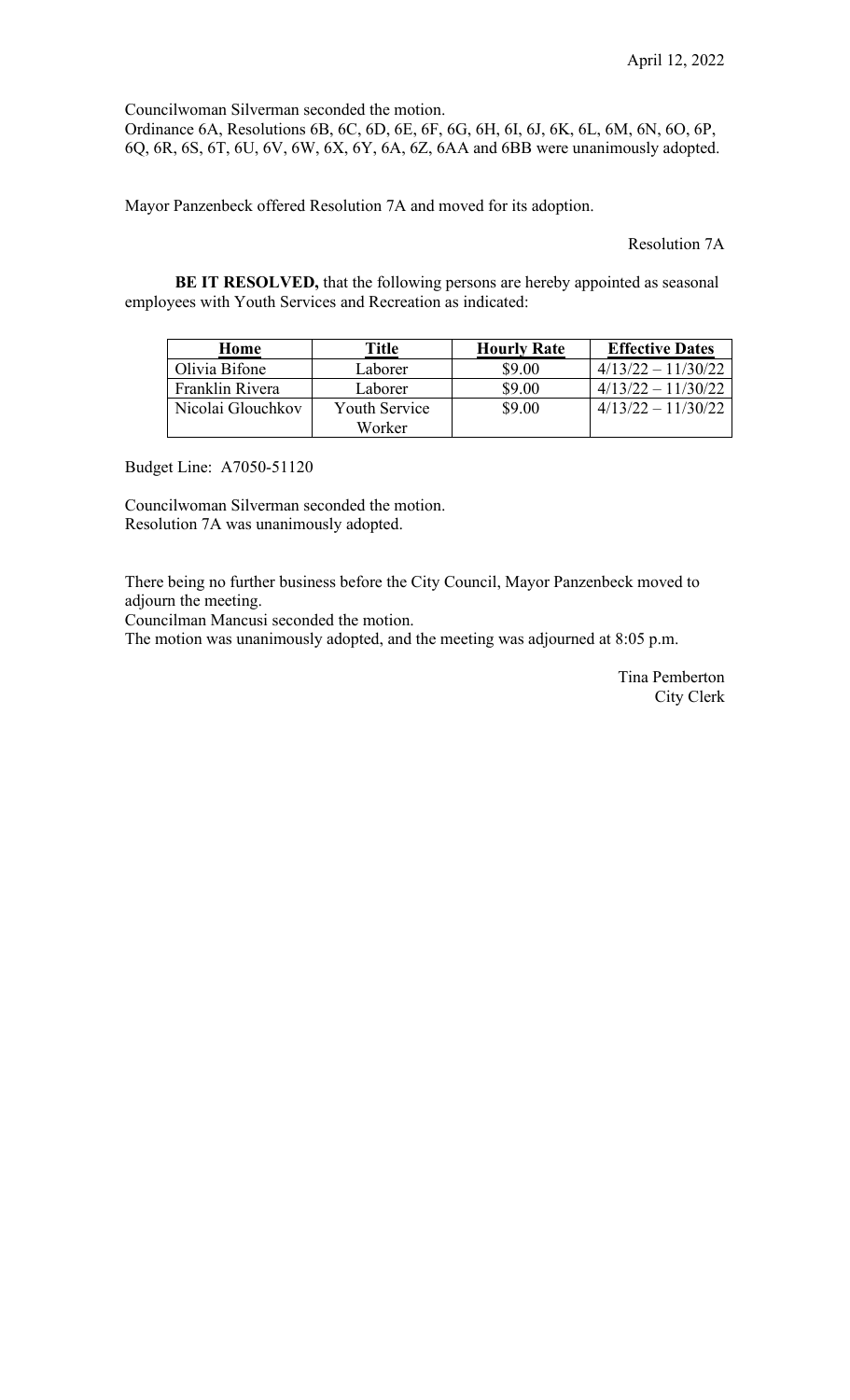April 12, 2022

Councilwoman Silverman seconded the motion.
Ordinance 6A, Resolutions 6B, 6C, 6D, 6E, 6F, 6G, 6H, 6I, 6J, 6K, 6L, 6M, 6N, 6O, 6P, 6Q, 6R, 6S, 6T, 6U, 6V, 6W, 6X, 6Y, 6A, 6Z, 6AA and 6BB were unanimously adopted.

Mayor Panzenbeck offered Resolution 7A and moved for its adoption.

Resolution 7A

**BE IT RESOLVED,** that the following persons are hereby appointed as seasonal employees with Youth Services and Recreation as indicated:

| Home | Title | Hourly Rate | Effective Dates |
|---|---|---|---|
| Olivia Bifone | Laborer | $9.00 | 4/13/22 – 11/30/22 |
| Franklin Rivera | Laborer | $9.00 | 4/13/22 – 11/30/22 |
| Nicolai Glouchkov | Youth Service Worker | $9.00 | 4/13/22 – 11/30/22 |

Budget Line: A7050-51120

Councilwoman Silverman seconded the motion.
Resolution 7A was unanimously adopted.

There being no further business before the City Council, Mayor Panzenbeck moved to adjourn the meeting.
Councilman Mancusi seconded the motion.
The motion was unanimously adopted, and the meeting was adjourned at 8:05 p.m.

Tina Pemberton
City Clerk